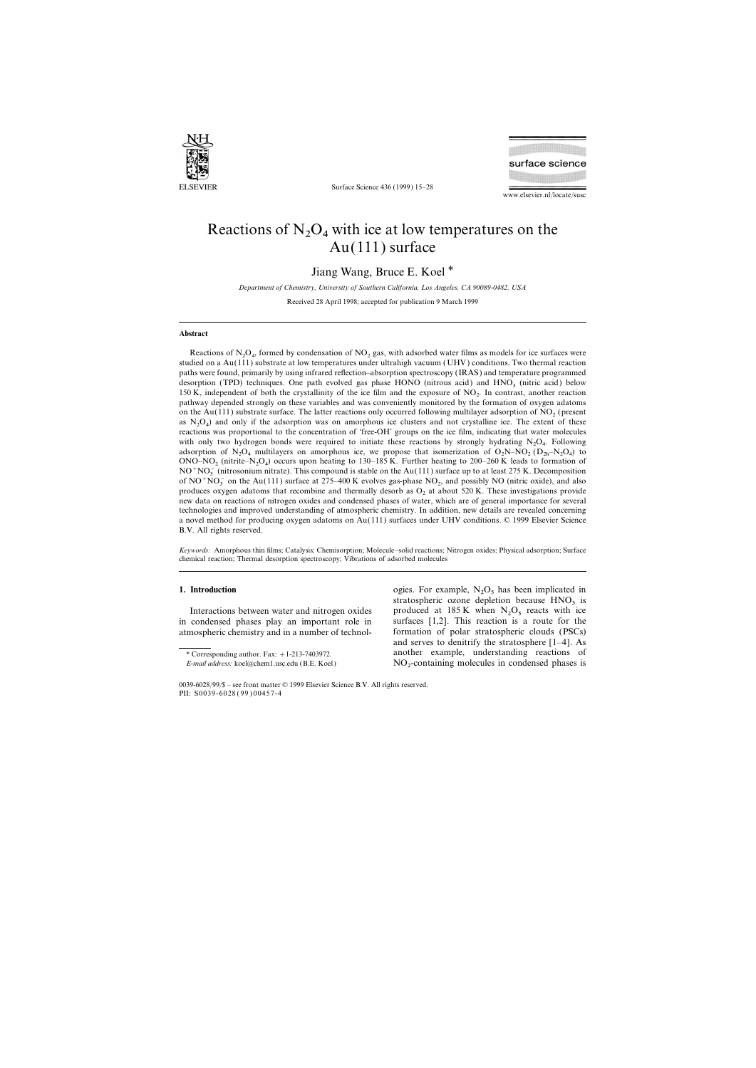# Reactions of $N_2O_4$ with ice at low temperatures on the Au(111) surface

Jiang Wang, Bruce E. Koel *

*Department of Chemistry, University of Southern California, Los Angeles, CA 90089-0482, USA*

Received 28 April 1998; accepted for publication 9 March 1999

## Abstract

Reactions of $N_2O_4$, formed by condensation of $NO_2$ gas, with adsorbed water films as models for ice surfaces were studied on a Au(111) substrate at low temperatures under ultrahigh vacuum (UHV) conditions. Two thermal reaction paths were found, primarily by using infrared reflection–absorption spectroscopy (IRAS) and temperature programmed desorption (TPD) techniques. One path evolved gas phase HONO (nitrous acid) and $HNO_3$ (nitric acid) below 150 K, independent of both the crystallinity of the ice film and the exposure of $NO_2$. In contrast, another reaction pathway depended strongly on these variables and was conveniently monitored by the formation of oxygen adatoms on the Au(111) substrate surface. The latter reactions only occurred following multilayer adsorption of $NO_2$ (present as $N_2O_4$) and only if the adsorption was on amorphous ice clusters and not crystalline ice. The extent of these reactions was proportional to the concentration of 'free-OH' groups on the ice film, indicating that water molecules with only two hydrogen bonds were required to initiate these reactions by strongly hydrating $N_2O_4$. Following adsorption of $N_2O_4$ multilayers on amorphous ice, we propose that isomerization of $O_2N–NO_2$ ($D_{2h}$–$N_2O_4$) to $ONO–NO_2$ (nitrite–$N_2O_4$) occurs upon heating to 130–185 K. Further heating to 200–260 K leads to formation of $NO^+NO_3^-$ (nitrosonium nitrate). This compound is stable on the Au(111) surface up to at least 275 K. Decomposition of $NO^+NO_3^-$ on the Au(111) surface at 275–400 K evolves gas-phase $NO_2$, and possibly NO (nitric oxide), and also produces oxygen adatoms that recombine and thermally desorb as $O_2$ at about 520 K. These investigations provide new data on reactions of nitrogen oxides and condensed phases of water, which are of general importance for several technologies and improved understanding of atmospheric chemistry. In addition, new details are revealed concerning a novel method for producing oxygen adatoms on Au(111) surfaces under UHV conditions. © 1999 Elsevier Science B.V. All rights reserved.

*Keywords:* Amorphous thin films; Catalysis; Chemisorption; Molecule–solid reactions; Nitrogen oxides; Physical adsorption; Surface chemical reaction; Thermal desorption spectroscopy; Vibrations of adsorbed molecules

## 1. Introduction

Interactions between water and nitrogen oxides in condensed phases play an important role in atmospheric chemistry and in a number of technologies. For example, $N_2O_5$ has been implicated in stratospheric ozone depletion because $HNO_3$ is produced at 185 K when $N_2O_5$ reacts with ice surfaces [1,2]. This reaction is a route for the formation of polar stratospheric clouds (PSCs) and serves to denitrify the stratosphere [1–4]. As another example, understanding reactions of $NO_2$-containing molecules in condensed phases is

* Corresponding author. Fax: +1-213-7403972.
*E-mail address:* koel@chem1.usc.edu (B.E. Koel)

0039-6028/99/$ – see front matter © 1999 Elsevier Science B.V. All rights reserved.
PII: S0039-6028(99)00457-4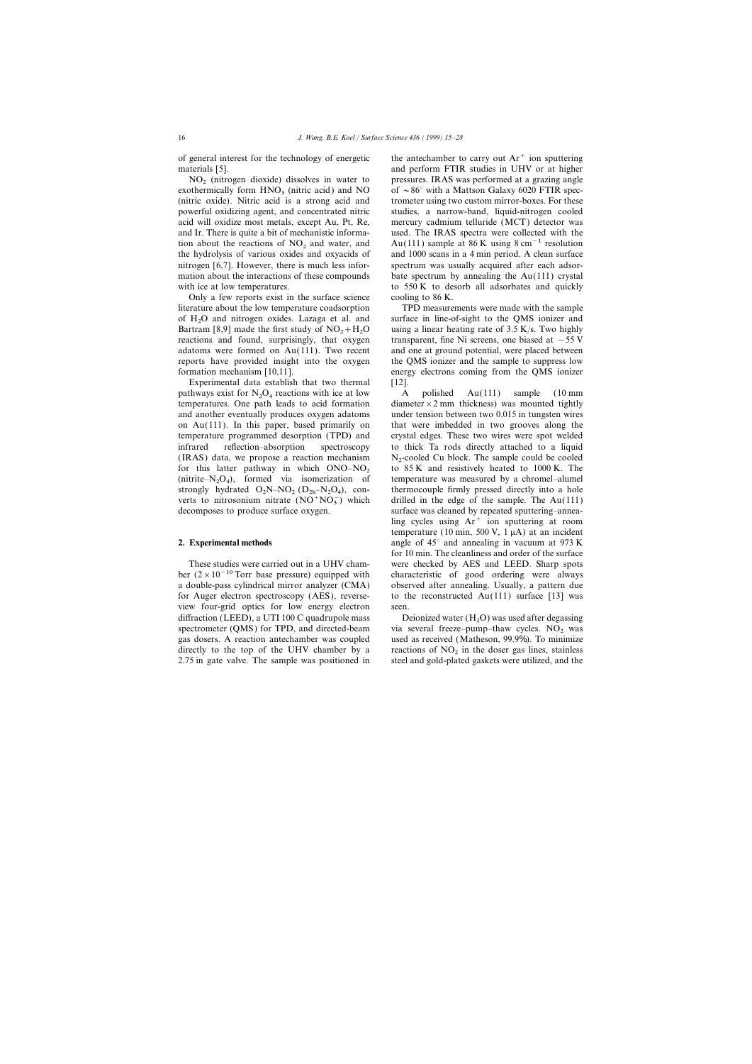of general interest for the technology of energetic materials [5].

$NO_2$ (nitrogen dioxide) dissolves in water to exothermically form $HNO_3$ (nitric acid) and NO (nitric oxide). Nitric acid is a strong acid and powerful oxidizing agent, and concentrated nitric acid will oxidize most metals, except Au, Pt, Re, and Ir. There is quite a bit of mechanistic information about the reactions of $NO_2$ and water, and the hydrolysis of various oxides and oxyacids of nitrogen [6,7]. However, there is much less information about the interactions of these compounds with ice at low temperatures.

Only a few reports exist in the surface science literature about the low temperature coadsorption of $H_2O$ and nitrogen oxides. Lazaga et al. and Bartram [8,9] made the first study of $NO_2+H_2O$ reactions and found, surprisingly, that oxygen adatoms were formed on Au(111). Two recent reports have provided insight into the oxygen formation mechanism [10,11].

Experimental data establish that two thermal pathways exist for $N_2O_4$ reactions with ice at low temperatures. One path leads to acid formation and another eventually produces oxygen adatoms on Au(111). In this paper, based primarily on temperature programmed desorption (TPD) and infrared reflection–absorption spectroscopy (IRAS) data, we propose a reaction mechanism for this latter pathway in which ONO–$NO_2$ (nitrite–$N_2O_4$), formed via isomerization of strongly hydrated $O_2N$–$NO_2$ ($D_{2h}$–$N_2O_4$), converts to nitrosonium nitrate ($NO^+NO_3^-$) which decomposes to produce surface oxygen.

## 2. Experimental methods

These studies were carried out in a UHV chamber ($2\times10^{-10}$ Torr base pressure) equipped with a double-pass cylindrical mirror analyzer (CMA) for Auger electron spectroscopy (AES), reverse-view four-grid optics for low energy electron diffraction (LEED), a UTI 100 C quadrupole mass spectrometer (QMS) for TPD, and directed-beam gas dosers. A reaction antechamber was coupled directly to the top of the UHV chamber by a 2.75 in gate valve. The sample was positioned in the antechamber to carry out $Ar^+$ ion sputtering and perform FTIR studies in UHV or at higher pressures. IRAS was performed at a grazing angle of $\sim 86°$ with a Mattson Galaxy 6020 FTIR spectrometer using two custom mirror-boxes. For these studies, a narrow-band, liquid-nitrogen cooled mercury cadmium telluride (MCT) detector was used. The IRAS spectra were collected with the Au(111) sample at 86 K using 8 $cm^{-1}$ resolution and 1000 scans in a 4 min period. A clean surface spectrum was usually acquired after each adsorbate spectrum by annealing the Au(111) crystal to 550 K to desorb all adsorbates and quickly cooling to 86 K.

TPD measurements were made with the sample surface in line-of-sight to the QMS ionizer and using a linear heating rate of 3.5 K/s. Two highly transparent, fine Ni screens, one biased at $-55$ V and one at ground potential, were placed between the QMS ionizer and the sample to suppress low energy electrons coming from the QMS ionizer [12].

A polished Au(111) sample (10 mm diameter × 2 mm thickness) was mounted tightly under tension between two 0.015 in tungsten wires that were imbedded in two grooves along the crystal edges. These two wires were spot welded to thick Ta rods directly attached to a liquid $N_2$-cooled Cu block. The sample could be cooled to 85 K and resistively heated to 1000 K. The temperature was measured by a chromel–alumel thermocouple firmly pressed directly into a hole drilled in the edge of the sample. The Au(111) surface was cleaned by repeated sputtering–annealing cycles using $Ar^+$ ion sputtering at room temperature (10 min, 500 V, 1 μA) at an incident angle of 45° and annealing in vacuum at 973 K for 10 min. The cleanliness and order of the surface were checked by AES and LEED. Sharp spots characteristic of good ordering were always observed after annealing. Usually, a pattern due to the reconstructed Au(111) surface [13] was seen.

Deionized water ($H_2O$) was used after degassing via several freeze–pump–thaw cycles. $NO_2$ was used as received (Matheson, 99.9%). To minimize reactions of $NO_2$ in the doser gas lines, stainless steel and gold-plated gaskets were utilized, and the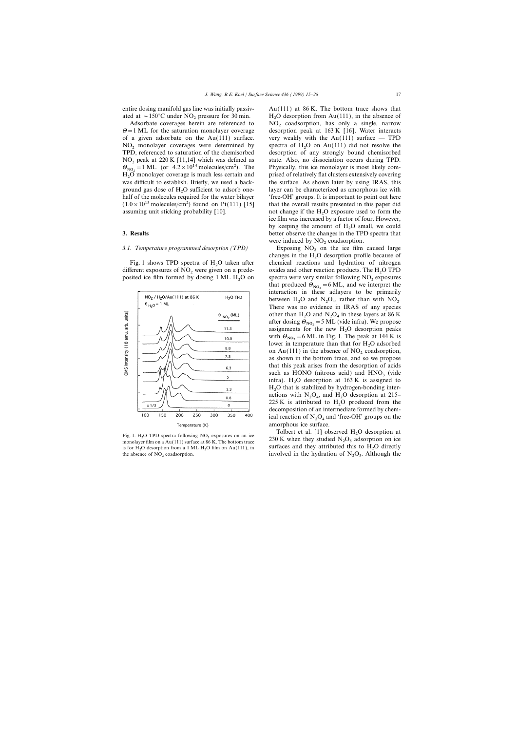entire dosing manifold gas line was initially passivated at $\sim 150°C$ under $NO_2$ pressure for 30 min.

Adsorbate coverages herein are referenced to $\Theta = 1$ ML for the saturation monolayer coverage of a given adsorbate on the Au(111) surface. $NO_2$ monolayer coverages were determined by TPD, referenced to saturation of the chemisorbed $NO_2$ peak at 220 K [11,14] which was defined as $\Theta_{NO_2} = 1$ ML (or $4.2 \times 10^{14}$ molecules/cm$^2$). The $H_2O$ monolayer coverage is much less certain and was difficult to establish. Briefly, we used a background gas dose of $H_2O$ sufficient to adsorb one-half of the molecules required for the water bilayer ($1.0 \times 10^{15}$ molecules/cm$^2$) found on Pt(111) [15] assuming unit sticking probability [10].

## 3. Results

### 3.1. Temperature programmed desorption (TPD)

Fig. 1 shows TPD spectra of $H_2O$ taken after different exposures of $NO_2$ were given on a predeposited ice film formed by dosing 1 ML $H_2O$ on Au(111) at 86 K. The bottom trace shows that $H_2O$ desorption from Au(111), in the absence of $NO_2$ coadsorption, has only a single, narrow desorption peak at 163 K [16]. Water interacts very weakly with the Au(111) surface — TPD spectra of $H_2O$ on Au(111) did not resolve the desorption of any strongly bound chemisorbed state. Also, no dissociation occurs during TPD. Physically, this ice monolayer is most likely comprised of relatively flat clusters extensively covering the surface. As shown later by using IRAS, this layer can be characterized as amorphous ice with 'free-OH' groups. It is important to point out here that the overall results presented in this paper did not change if the $H_2O$ exposure used to form the ice film was increased by a factor of four. However, by keeping the amount of $H_2O$ small, we could better observe the changes in the TPD spectra that were induced by $NO_2$ coadsorption.

Fig. 1. $H_2O$ TPD spectra following $NO_2$ exposures on an ice monolayer film on a Au(111) surface at 86 K. The bottom trace is for $H_2O$ desorption from a 1 ML $H_2O$ film on Au(111), in the absence of $NO_2$ coadsorption.

Exposing $NO_2$ on the ice film caused large changes in the $H_2O$ desorption profile because of chemical reactions and hydration of nitrogen oxides and other reaction products. The $H_2O$ TPD spectra were very similar following $NO_2$ exposures that produced $\Theta_{NO_2} = 6$ ML, and we interpret the interaction in these adlayers to be primarily between $H_2O$ and $N_2O_4$, rather than with $NO_2$. There was no evidence in IRAS of any species other than $H_2O$ and $N_2O_4$ in these layers at 86 K after dosing $\Theta_{NO_2} = 5$ ML (vide infra). We propose assignments for the new $H_2O$ desorption peaks with $\Theta_{NO_2} = 6$ ML in Fig. 1. The peak at 144 K is lower in temperature than that for $H_2O$ adsorbed on Au(111) in the absence of $NO_2$ coadsorption, as shown in the bottom trace, and so we propose that this peak arises from the desorption of acids such as HONO (nitrous acid) and $HNO_3$ (vide infra). $H_2O$ desorption at 163 K is assigned to $H_2O$ that is stabilized by hydrogen-bonding interactions with $N_2O_4$, and $H_2O$ desorption at 215–225 K is attributed to $H_2O$ produced from the decomposition of an intermediate formed by chemical reaction of $N_2O_4$ and 'free-OH' groups on the amorphous ice surface.

Tolbert et al. [1] observed $H_2O$ desorption at 230 K when they studied $N_2O_5$ adsorption on ice surfaces and they attributed this to $H_2O$ directly involved in the hydration of $N_2O_5$. Although the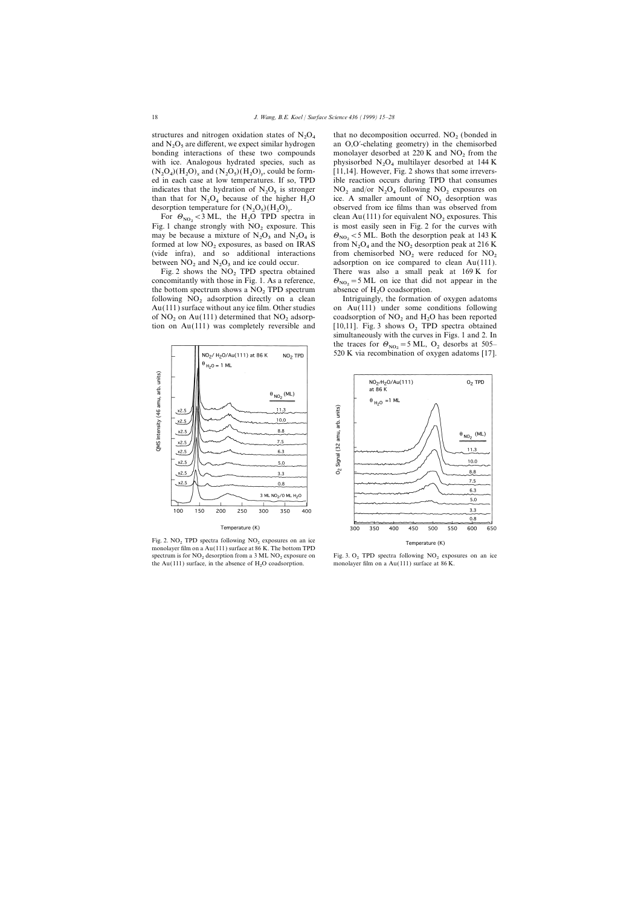structures and nitrogen oxidation states of $N_2O_4$ and $N_2O_5$ are different, we expect similar hydrogen bonding interactions of these two compounds with ice. Analogous hydrated species, such as $(N_2O_4)(H_2O)_x$ and $(N_2O_5)(H_2O)_y$, could be formed in each case at low temperatures. If so, TPD indicates that the hydration of $N_2O_5$ is stronger than that for $N_2O_4$ because of the higher $H_2O$ desorption temperature for $(N_2O_5)(H_2O)_y$.

For $\Theta_{NO_2} < 3$ ML, the $H_2O$ TPD spectra in Fig. 1 change strongly with $NO_2$ exposure. This may be because a mixture of $N_2O_3$ and $N_2O_4$ is formed at low $NO_2$ exposures, as based on IRAS (vide infra), and so additional interactions between $NO_2$ and $N_2O_3$ and ice could occur.

Fig. 2 shows the $NO_2$ TPD spectra obtained concomitantly with those in Fig. 1. As a reference, the bottom spectrum shows a $NO_2$ TPD spectrum following $NO_2$ adsorption directly on a clean Au(111) surface without any ice film. Other studies of $NO_2$ on Au(111) determined that $NO_2$ adsorption on Au(111) was completely reversible and that no decomposition occurred. $NO_2$ (bonded in an O,O′-chelating geometry) in the chemisorbed monolayer desorbed at 220 K and $NO_2$ from the physisorbed $N_2O_4$ multilayer desorbed at 144 K [11,14]. However, Fig. 2 shows that some irreversible reaction occurs during TPD that consumes $NO_2$ and/or $N_2O_4$ following $NO_2$ exposures on ice. A smaller amount of $NO_2$ desorption was observed from ice films than was observed from clean Au(111) for equivalent $NO_2$ exposures. This is most easily seen in Fig. 2 for the curves with $\Theta_{NO_2} < 5$ ML. Both the desorption peak at 143 K from $N_2O_4$ and the $NO_2$ desorption peak at 216 K from chemisorbed $NO_2$ were reduced for $NO_2$ adsorption on ice compared to clean Au(111). There was also a small peak at 169 K for $\Theta_{NO_2} = 5$ ML on ice that did not appear in the absence of $H_2O$ coadsorption.

Intriguingly, the formation of oxygen adatoms on Au(111) under some conditions following coadsorption of $NO_2$ and $H_2O$ has been reported [10,11]. Fig. 3 shows $O_2$ TPD spectra obtained simultaneously with the curves in Figs. 1 and 2. In the traces for $\Theta_{NO_2} = 5$ ML, $O_2$ desorbs at 505–520 K via recombination of oxygen adatoms [17].

Fig. 2. $NO_2$ TPD spectra following $NO_2$ exposures on an ice monolayer film on a Au(111) surface at 86 K. The bottom TPD spectrum is for $NO_2$ desorption from a 3 ML $NO_2$ exposure on the Au(111) surface, in the absence of $H_2O$ coadsorption.

Fig. 3. $O_2$ TPD spectra following $NO_2$ exposures on an ice monolayer film on a Au(111) surface at 86 K.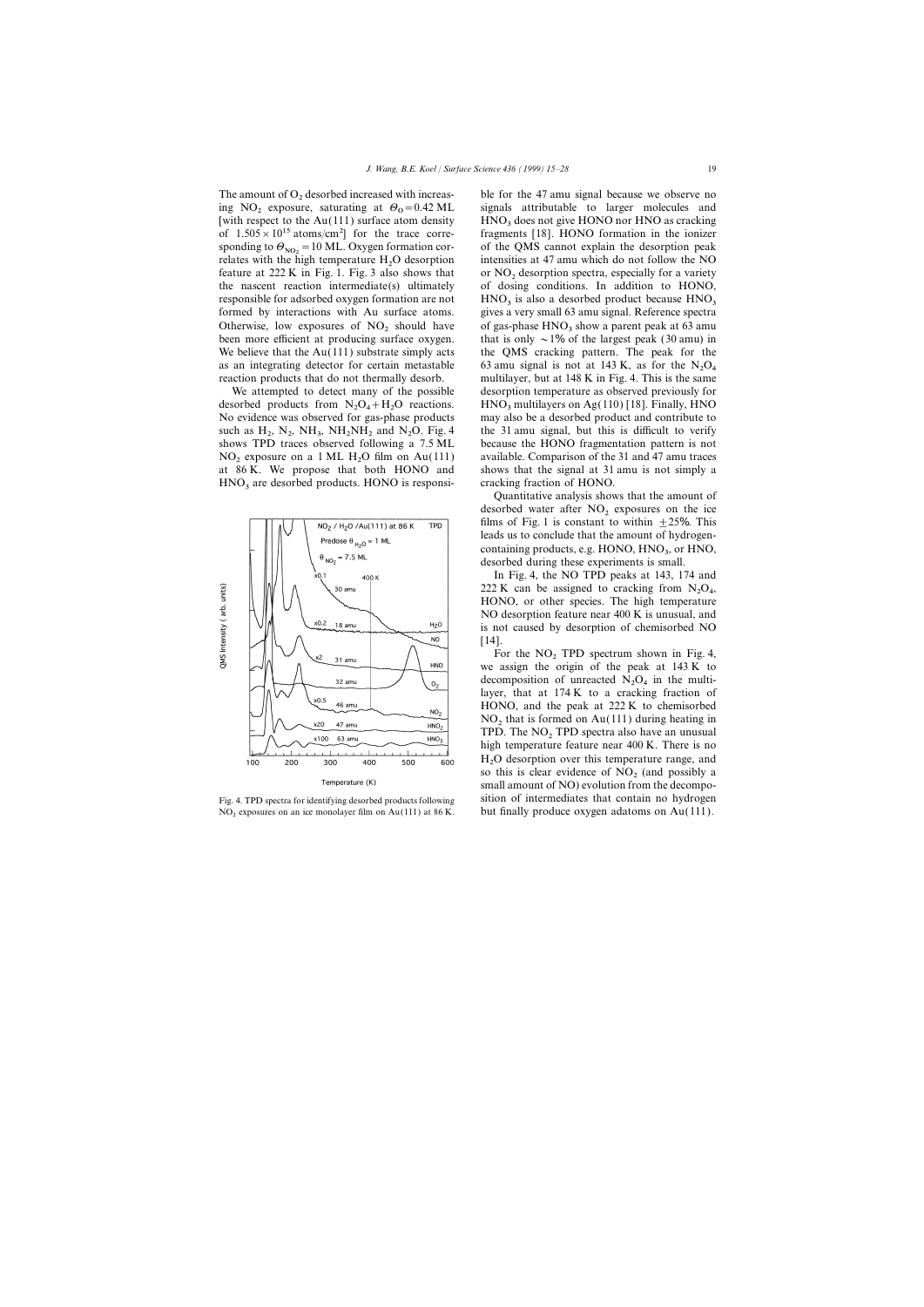The amount of $O_2$ desorbed increased with increasing $NO_2$ exposure, saturating at $\Theta_O = 0.42$ ML [with respect to the Au(111) surface atom density of $1.505 \times 10^{15}$ atoms/cm$^2$] for the trace corresponding to $\Theta_{NO_2} = 10$ ML. Oxygen formation correlates with the high temperature $H_2O$ desorption feature at 222 K in Fig. 1. Fig. 3 also shows that the nascent reaction intermediate(s) ultimately responsible for adsorbed oxygen formation are not formed by interactions with Au surface atoms. Otherwise, low exposures of $NO_2$ should have been more efficient at producing surface oxygen. We believe that the Au(111) substrate simply acts as an integrating detector for certain metastable reaction products that do not thermally desorb.

We attempted to detect many of the possible desorbed products from $N_2O_4 + H_2O$ reactions. No evidence was observed for gas-phase products such as $H_2$, $N_2$, $NH_3$, $NH_2NH_2$ and $N_2O$. Fig. 4 shows TPD traces observed following a 7.5 ML $NO_2$ exposure on a 1 ML $H_2O$ film on Au(111) at 86 K. We propose that both HONO and $HNO_3$ are desorbed products. HONO is responsible for the 47 amu signal because we observe no signals attributable to larger molecules and $HNO_3$ does not give HONO nor HNO as cracking fragments [18]. HONO formation in the ionizer of the QMS cannot explain the desorption peak intensities at 47 amu which do not follow the NO or $NO_2$ desorption spectra, especially for a variety of dosing conditions. In addition to HONO, $HNO_3$ is also a desorbed product because $HNO_3$ gives a very small 63 amu signal. Reference spectra of gas-phase $HNO_3$ show a parent peak at 63 amu that is only ~1% of the largest peak (30 amu) in the QMS cracking pattern. The peak for the 63 amu signal is not at 143 K, as for the $N_2O_4$ multilayer, but at 148 K in Fig. 4. This is the same desorption temperature as observed previously for $HNO_3$ multilayers on Ag(110) [18]. Finally, HNO may also be a desorbed product and contribute to the 31 amu signal, but this is difficult to verify because the HONO fragmentation pattern is not available. Comparison of the 31 and 47 amu traces shows that the signal at 31 amu is not simply a cracking fraction of HONO.

Fig. 4. TPD spectra for identifying desorbed products following $NO_2$ exposures on an ice monolayer film on Au(111) at 86 K.

Quantitative analysis shows that the amount of desorbed water after $NO_2$ exposures on the ice films of Fig. 1 is constant to within ±25%. This leads us to conclude that the amount of hydrogen-containing products, e.g. HONO, $HNO_3$, or HNO, desorbed during these experiments is small.

In Fig. 4, the NO TPD peaks at 143, 174 and 222 K can be assigned to cracking from $N_2O_4$, HONO, or other species. The high temperature NO desorption feature near 400 K is unusual, and is not caused by desorption of chemisorbed NO [14].

For the $NO_2$ TPD spectrum shown in Fig. 4, we assign the origin of the peak at 143 K to decomposition of unreacted $N_2O_4$ in the multilayer, that at 174 K to a cracking fraction of HONO, and the peak at 222 K to chemisorbed $NO_2$ that is formed on Au(111) during heating in TPD. The $NO_2$ TPD spectra also have an unusual high temperature feature near 400 K. There is no $H_2O$ desorption over this temperature range, and so this is clear evidence of $NO_2$ (and possibly a small amount of NO) evolution from the decomposition of intermediates that contain no hydrogen but finally produce oxygen adatoms on Au(111).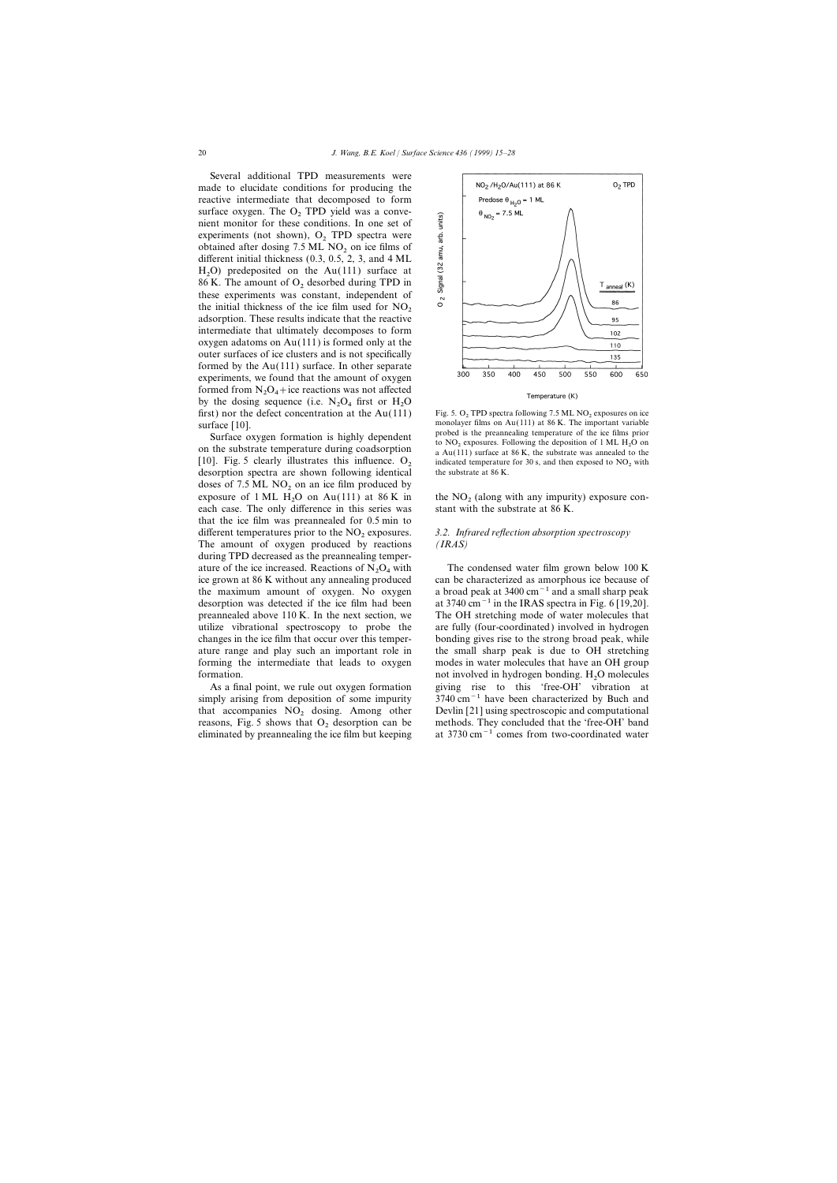Several additional TPD measurements were made to elucidate conditions for producing the reactive intermediate that decomposed to form surface oxygen. The $O_2$ TPD yield was a convenient monitor for these conditions. In one set of experiments (not shown), $O_2$ TPD spectra were obtained after dosing 7.5 ML $NO_2$ on ice films of different initial thickness (0.3, 0.5, 2, 3, and 4 ML $H_2O$) predeposited on the Au(111) surface at 86 K. The amount of $O_2$ desorbed during TPD in these experiments was constant, independent of the initial thickness of the ice film used for $NO_2$ adsorption. These results indicate that the reactive intermediate that ultimately decomposes to form oxygen adatoms on Au(111) is formed only at the outer surfaces of ice clusters and is not specifically formed by the Au(111) surface. In other separate experiments, we found that the amount of oxygen formed from $N_2O_4$ + ice reactions was not affected by the dosing sequence (i.e. $N_2O_4$ first or $H_2O$ first) nor the defect concentration at the Au(111) surface [10].

Surface oxygen formation is highly dependent on the substrate temperature during coadsorption [10]. Fig. 5 clearly illustrates this influence. $O_2$ desorption spectra are shown following identical doses of 7.5 ML $NO_2$ on an ice film produced by exposure of 1 ML $H_2O$ on Au(111) at 86 K in each case. The only difference in this series was that the ice film was preannealed for 0.5 min to different temperatures prior to the $NO_2$ exposures. The amount of oxygen produced by reactions during TPD decreased as the preannealing temperature of the ice increased. Reactions of $N_2O_4$ with ice grown at 86 K without any annealing produced the maximum amount of oxygen. No oxygen desorption was detected if the ice film had been preannealed above 110 K. In the next section, we utilize vibrational spectroscopy to probe the changes in the ice film that occur over this temperature range and play such an important role in forming the intermediate that leads to oxygen formation.

As a final point, we rule out oxygen formation simply arising from deposition of some impurity that accompanies $NO_2$ dosing. Among other reasons, Fig. 5 shows that $O_2$ desorption can be eliminated by preannealing the ice film but keeping the $NO_2$ (along with any impurity) exposure constant with the substrate at 86 K.

Fig. 5. $O_2$ TPD spectra following 7.5 ML $NO_2$ exposures on ice monolayer films on Au(111) at 86 K. The important variable probed is the preannealing temperature of the ice films prior to $NO_2$ exposures. Following the deposition of 1 ML $H_2O$ on a Au(111) surface at 86 K, the substrate was annealed to the indicated temperature for 30 s, and then exposed to $NO_2$ with the substrate at 86 K.

### 3.2. *Infrared reflection absorption spectroscopy (IRAS)*

The condensed water film grown below 100 K can be characterized as amorphous ice because of a broad peak at 3400 $cm^{-1}$ and a small sharp peak at 3740 $cm^{-1}$ in the IRAS spectra in Fig. 6 [19,20]. The OH stretching mode of water molecules that are fully (four-coordinated) involved in hydrogen bonding gives rise to the strong broad peak, while the small sharp peak is due to OH stretching modes in water molecules that have an OH group not involved in hydrogen bonding. $H_2O$ molecules giving rise to this 'free-OH' vibration at 3740 $cm^{-1}$ have been characterized by Buch and Devlin [21] using spectroscopic and computational methods. They concluded that the 'free-OH' band at 3730 $cm^{-1}$ comes from two-coordinated water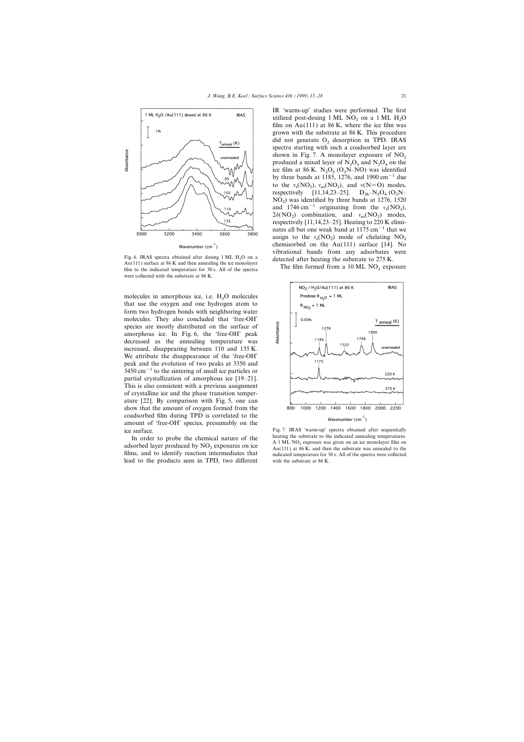Fig. 6. IRAS spectra obtained after dosing 1 ML $H_2O$ on a Au(111) surface at 86 K and then annealing the ice monolayer film to the indicated temperature for 30 s. All of the spectra were collected with the substrate at 86 K.

molecules in amorphous ice, i.e. $H_2O$ molecules that use the oxygen and one hydrogen atom to form two hydrogen bonds with neighboring water molecules. They also concluded that 'free-OH' species are mostly distributed on the surface of amorphous ice. In Fig. 6, the 'free-OH' peak decreased as the annealing temperature was increased, disappearing between 110 and 135 K. We attribute the disappearance of the 'free-OH' peak and the evolution of two peaks at 3350 and 3450 $cm^{-1}$ to the sintering of small ice particles or partial crystallization of amorphous ice [19–21]. This is also consistent with a previous assignment of crystalline ice and the phase transition temperature [22]. By comparison with Fig. 5, one can show that the amount of oxygen formed from the coadsorbed film during TPD is correlated to the amount of 'free-OH' species, presumably on the ice surface.

In order to probe the chemical nature of the adsorbed layer produced by $NO_2$ exposures on ice films, and to identify reaction intermediates that lead to the products seen in TPD, two different IR 'warm-up' studies were performed. The first utilized post-dosing 1 ML $NO_2$ on a 1 ML $H_2O$ film on Au(111) at 86 K, where the ice film was grown with the substrate at 86 K. This procedure did not generate $O_2$ desorption in TPD. IRAS spectra starting with such a coadsorbed layer are shown in Fig. 7. A monolayer exposure of $NO_2$ produced a mixed layer of $N_2O_3$ and $N_2O_4$ on the ice film at 86 K. $N_2O_3$ ($O_2N$–NO) was identified by three bands at 1185, 1276, and 1900 $cm^{-1}$ due to the $\nu_s(NO_2)$, $\nu_{as}(NO_2)$, and $\nu(N{=}O)$ modes, respectively [11,14,23–25]. $D_{2h}$–$N_2O_4$ ($O_2N$–$NO_2$) was identified by three bands at 1276, 1520 and 1746 $cm^{-1}$ originating from the $\nu_s(NO_2)$, $2\delta(NO_2)$ combination, and $\nu_{as}(NO_2)$ modes, respectively [11,14,23–25]. Heating to 220 K eliminates all but one weak band at 1175 $cm^{-1}$ that we assign to the $\nu_s(NO_2)$ mode of chelating $NO_2$ chemisorbed on the Au(111) surface [14]. No vibrational bands from any adsorbates were detected after heating the substrate to 275 K.

The film formed from a 10 ML $NO_2$ exposure

Fig. 7. IRAS 'warm-up' spectra obtained after sequentially heating the substrate to the indicated annealing temperatures. A 1 ML $NO_2$ exposure was given on an ice monolayer film on Au(111) at 86 K, and then the substrate was annealed to the indicated temperature for 30 s. All of the spectra were collected with the substrate at 86 K.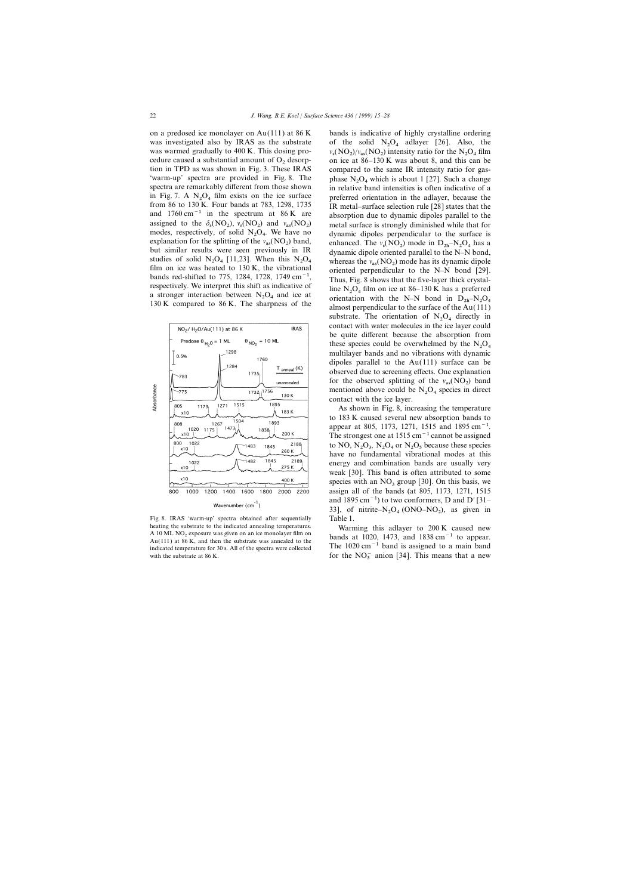on a predosed ice monolayer on Au(111) at 86 K was investigated also by IRAS as the substrate was warmed gradually to 400 K. This dosing procedure caused a substantial amount of $O_2$ desorption in TPD as was shown in Fig. 3. These IRAS 'warm-up' spectra are provided in Fig. 8. The spectra are remarkably different from those shown in Fig. 7. A $N_2O_4$ film exists on the ice surface from 86 to 130 K. Four bands at 783, 1298, 1735 and 1760 $cm^{-1}$ in the spectrum at 86 K are assigned to the $\delta_s(NO_2)$, $\nu_s(NO_2)$ and $\nu_{as}(NO_2)$ modes, respectively, of solid $N_2O_4$. We have no explanation for the splitting of the $\nu_{as}(NO_2)$ band, but similar results were seen previously in IR studies of solid $N_2O_4$ [11,23]. When this $N_2O_4$ film on ice was heated to 130 K, the vibrational bands red-shifted to 775, 1284, 1728, 1749 $cm^{-1}$, respectively. We interpret this shift as indicative of a stronger interaction between $N_2O_4$ and ice at 130 K compared to 86 K. The sharpness of the bands is indicative of highly crystalline ordering of the solid $N_2O_4$ adlayer [26]. Also, the $\nu_s(NO_2)/\nu_{as}(NO_2)$ intensity ratio for the $N_2O_4$ film on ice at 86–130 K was about 8, and this can be compared to the same IR intensity ratio for gas-phase $N_2O_4$ which is about 1 [27]. Such a change in relative band intensities is often indicative of a preferred orientation in the adlayer, because the IR metal–surface selection rule [28] states that the absorption due to dynamic dipoles parallel to the metal surface is strongly diminished while that for dynamic dipoles perpendicular to the surface is enhanced. The $\nu_s(NO_2)$ mode in $D_{2h}$–$N_2O_4$ has a dynamic dipole oriented parallel to the N–N bond, whereas the $\nu_{as}(NO_2)$ mode has its dynamic dipole oriented perpendicular to the N–N bond [29]. Thus, Fig. 8 shows that the five-layer thick crystalline $N_2O_4$ film on ice at 86–130 K has a preferred orientation with the N–N bond in $D_{2h}$–$N_2O_4$ almost perpendicular to the surface of the Au(111) substrate. The orientation of $N_2O_4$ directly in contact with water molecules in the ice layer could be quite different because the absorption from these species could be overwhelmed by the $N_2O_4$ multilayer bands and no vibrations with dynamic dipoles parallel to the Au(111) surface can be observed due to screening effects. One explanation for the observed splitting of the $\nu_{as}(NO_2)$ band mentioned above could be $N_2O_4$ species in direct contact with the ice layer.

Fig. 8. IRAS 'warm-up' spectra obtained after sequentially heating the substrate to the indicated annealing temperatures. A 10 ML $NO_2$ exposure was given on an ice monolayer film on Au(111) at 86 K, and then the substrate was annealed to the indicated temperature for 30 s. All of the spectra were collected with the substrate at 86 K.

As shown in Fig. 8, increasing the temperature to 183 K caused several new absorption bands to appear at 805, 1173, 1271, 1515 and 1895 $cm^{-1}$. The strongest one at 1515 $cm^{-1}$ cannot be assigned to NO, $N_2O_3$, $N_2O_4$ or $N_2O_5$ because these species have no fundamental vibrational modes at this energy and combination bands are usually very weak [30]. This band is often attributed to some species with an $NO_3$ group [30]. On this basis, we assign all of the bands (at 805, 1173, 1271, 1515 and 1895 $cm^{-1}$) to two conformers, D and D′ [31–33], of nitrite–$N_2O_4$ (ONO–$NO_2$), as given in Table 1.

Warming this adlayer to 200 K caused new bands at 1020, 1473, and 1838 $cm^{-1}$ to appear. The 1020 $cm^{-1}$ band is assigned to a main band for the $NO_3^-$ anion [34]. This means that a new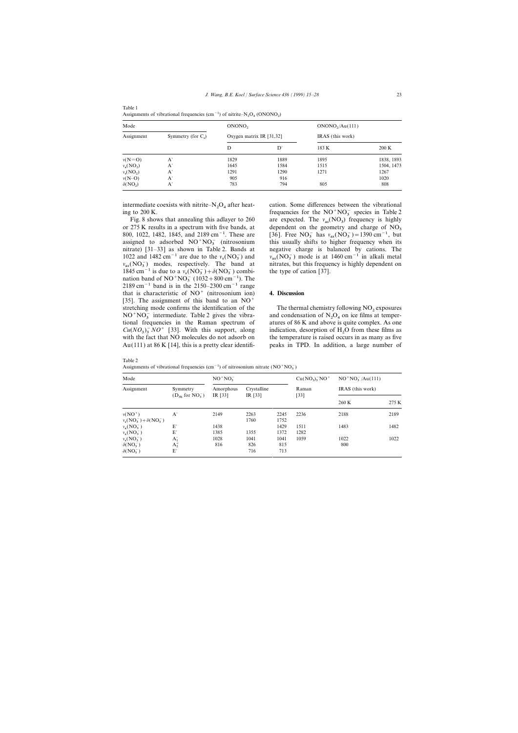Table 1
Assignments of vibrational frequencies ($cm^{-1}$) of nitrite–$N_2O_4$ ($ONONO_2$)

| Mode | | $ONONO_2$ | | $ONONO_2$/Au(111) | |
|---|---|---|---|---|---|
| Assignment | Symmetry (for $C_s$) | Oxygen matrix IR [31,32] | | IRAS (this work) | |
| | | D | D′ | 183 K | 200 K |
| $\nu(N{=}O)$ | A′ | 1829 | 1889 | 1895 | 1838, 1893 |
| $\nu_a(NO_2)$ | A′ | 1645 | 1584 | 1515 | 1504, 1473 |
| $\nu_s(NO_2)$ | A′ | 1291 | 1290 | 1271 | 1267 |
| $\nu(N–O)$ | A′ | 905 | 916 | | 1020 |
| $\delta(NO_2)$ | A′ | 783 | 794 | 805 | 808 |

intermediate coexists with nitrite–$N_2O_4$ after heating to 200 K.

Fig. 8 shows that annealing this adlayer to 260 or 275 K results in a spectrum with five bands, at 800, 1022, 1482, 1845, and 2189 $cm^{-1}$. These are assigned to adsorbed $NO^+NO_3^-$ (nitrosonium nitrate) [31–33] as shown in Table 2. Bands at 1022 and 1482 $cm^{-1}$ are due to the $\nu_s(NO_3^-)$ and $\nu_{as}(NO_3^-)$ modes, respectively. The band at 1845 $cm^{-1}$ is due to a $\nu_s(NO_3^-)+\delta(NO_3^-)$ combination band of $NO^+NO_3^-$ (1032 + 800 $cm^{-1}$). The 2189 $cm^{-1}$ band is in the 2150–2300 $cm^{-1}$ range that is characteristic of $NO^+$ (nitrosonium ion) [35]. The assignment of this band to an $NO^+$ stretching mode confirms the identification of the $NO^+NO_3^-$ intermediate. Table 2 gives the vibrational frequencies in the Raman spectrum of *$Cu(NO_3)_3^-NO^+$* [33]. With this support, along with the fact that NO molecules do not adsorb on Au(111) at 86 K [14], this is a pretty clear identification. Some differences between the vibrational frequencies for the $NO^+NO_3^-$ species in Table 2 are expected. The $\nu_{as}(NO_3)$ frequency is highly dependent on the geometry and charge of $NO_3$ [36]. Free $NO_3^-$ has $\nu_{as}(NO_3^-) = 1390$ $cm^{-1}$, but this usually shifts to higher frequency when its negative charge is balanced by cations. The $\nu_{as}(NO_3^-)$ mode is at 1460 $cm^{-1}$ in alkali metal nitrates, but this frequency is highly dependent on the type of cation [37].

## 4. Discussion

The thermal chemistry following $NO_2$ exposures and condensation of $N_2O_4$ on ice films at temperatures of 86 K and above is quite complex. As one indication, desorption of $H_2O$ from these films as the temperature is raised occurs in as many as five peaks in TPD. In addition, a large number of

Table 2
Assignments of vibrational frequencies ($cm^{-1}$) of nitrosonium nitrate ($NO^+NO_3^-$)

| Mode | | $NO^+NO_3^-$ | | | $Cu(NO_3)_3^-NO^+$ | $NO^+NO_3^-$/Au(111) | |
|---|---|---|---|---|---|---|---|
| Assignment | Symmetry ($D_{3h}$ for $NO_3^-$) | Amorphous IR [33] | Crystalline IR [33] | | Raman [33] | IRAS (this work) | |
| | | | | | | 260 K | 275 K |
| $\nu(NO^+)$ | A′ | 2149 | 2263 | 2245 | 2236 | 2188 | 2189 |
| $\nu_s(NO_3^-)+\delta(NO_3^-)$ | | | 1760 | 1752 | | | |
| $\nu_a(NO_3^-)$ | E′ | 1438 | | 1429 | 1511 | 1483 | 1482 |
| $\nu_a(NO_3^-)$ | E′ | 1385 | 1355 | 1372 | 1282 | | |
| $\nu_s(NO_3^-)$ | $A_1'$ | 1028 | 1041 | 1041 | 1059 | 1022 | 1022 |
| $\delta(NO_3^-)$ | $A_2''$ | 816 | 826 | 815 | | 800 | |
| $\delta(NO_3^-)$ | E′ | | 716 | 713 | | | |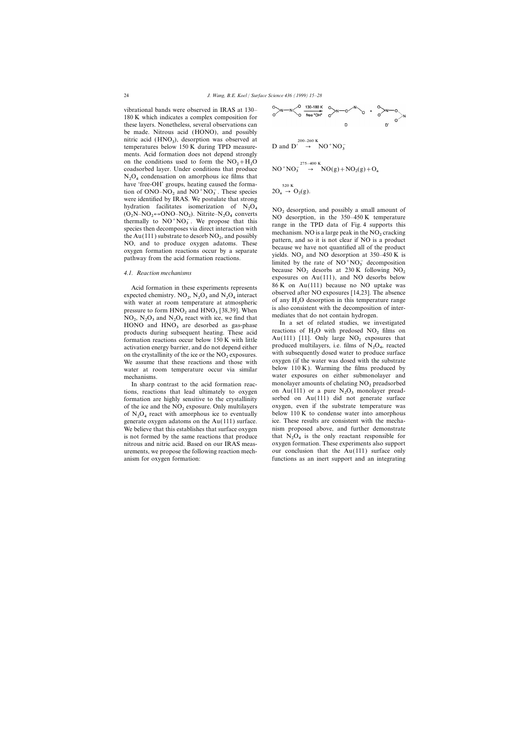vibrational bands were observed in IRAS at 130–180 K which indicates a complex composition for these layers. Nonetheless, several observations can be made. Nitrous acid (HONO), and possibly nitric acid ($HNO_3$), desorption was observed at temperatures below 150 K during TPD measurements. Acid formation does not depend strongly on the conditions used to form the $NO_2+H_2O$ coadsorbed layer. Under conditions that produce $N_2O_4$ condensation on amorphous ice films that have 'free-OH' groups, heating caused the formation of $ONO–NO_2$ and $NO^+NO_3^-$. These species were identified by IRAS. We postulate that strong hydration facilitates isomerization of $N_2O_4$ ($O_2N–NO_2 \leftrightarrow ONO–NO_2$). Nitrite–$N_2O_4$ converts thermally to $NO^+NO_3^-$. We propose that this species then decomposes via direct interaction with the Au(111) substrate to desorb $NO_2$, and possibly NO, and to produce oxygen adatoms. These oxygen formation reactions occur by a separate pathway from the acid formation reactions.

### 4.1. Reaction mechanisms

Acid formation in these experiments represents expected chemistry. $NO_2$, $N_2O_3$ and $N_2O_4$ interact with water at room temperature at atmospheric pressure to form $HNO_2$ and $HNO_3$ [38,39]. When $NO_2$, $N_2O_3$ and $N_2O_4$ react with ice, we find that HONO and $HNO_3$ are desorbed as gas-phase products during subsequent heating. These acid formation reactions occur below 150 K with little activation energy barrier, and do not depend either on the crystallinity of the ice or the $NO_2$ exposures. We assume that these reactions and those with water at room temperature occur via similar mechanisms.

In sharp contrast to the acid formation reactions, reactions that lead ultimately to oxygen formation are highly sensitive to the crystallinity of the ice and the $NO_2$ exposure. Only multilayers of $N_2O_4$ react with amorphous ice to eventually generate oxygen adatoms on the Au(111) surface. We believe that this establishes that surface oxygen is not formed by the same reactions that produce nitrous and nitric acid. Based on our IRAS measurements, we propose the following reaction mechanism for oxygen formation:

$$O_2N–NO_2 \xrightarrow[\text{free "OH"}]{130\text{–}180\ \text{K}} ONO–NO_2\ (\text{D}) + \text{D}'$$

$$\text{D and D}' \xrightarrow{200\text{–}260\ \text{K}} NO^+NO_3^-$$

$$NO^+NO_3^- \xrightarrow{275\text{–}400\ \text{K}} NO(g)+NO_2(g)+O_a$$

$$2O_a \xrightarrow{520\ \text{K}} O_2(g).$$

$NO_2$ desorption, and possibly a small amount of NO desorption, in the 350–450 K temperature range in the TPD data of Fig. 4 supports this mechanism. NO is a large peak in the $NO_2$ cracking pattern, and so it is not clear if NO is a product because we have not quantified all of the product yields. $NO_2$ and NO desorption at 350–450 K is limited by the rate of $NO^+NO_3^-$ decomposition because $NO_2$ desorbs at 230 K following $NO_2$ exposures on Au(111), and NO desorbs below 86 K on Au(111) because no NO uptake was observed after NO exposures [14,23]. The absence of any $H_2O$ desorption in this temperature range is also consistent with the decomposition of intermediates that do not contain hydrogen.

In a set of related studies, we investigated reactions of $H_2O$ with predosed $NO_2$ films on Au(111) [11]. Only large $NO_2$ exposures that produced multilayers, i.e. films of $N_2O_4$, reacted with subsequently dosed water to produce surface oxygen (if the water was dosed with the substrate below 110 K). Warming the films produced by water exposures on either submonolayer and monolayer amounts of chelating $NO_2$ preadsorbed on Au(111) or a pure $N_2O_3$ monolayer preadsorbed on Au(111) did not generate surface oxygen, even if the substrate temperature was below 110 K to condense water into amorphous ice. These results are consistent with the mechanism proposed above, and further demonstrate that $N_2O_4$ is the only reactant responsible for oxygen formation. These experiments also support our conclusion that the Au(111) surface only functions as an inert support and an integrating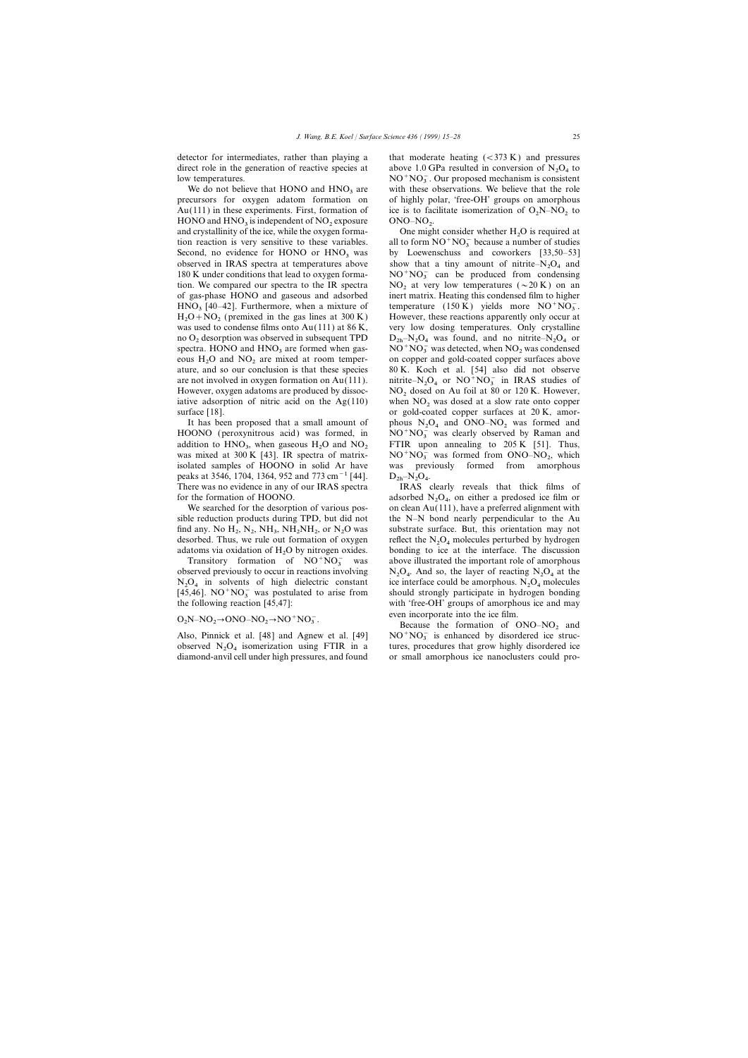detector for intermediates, rather than playing a direct role in the generation of reactive species at low temperatures.

We do not believe that HONO and $HNO_3$ are precursors for oxygen adatom formation on Au(111) in these experiments. First, formation of HONO and $HNO_3$ is independent of $NO_2$ exposure and crystallinity of the ice, while the oxygen formation reaction is very sensitive to these variables. Second, no evidence for HONO or $HNO_3$ was observed in IRAS spectra at temperatures above 180 K under conditions that lead to oxygen formation. We compared our spectra to the IR spectra of gas-phase HONO and gaseous and adsorbed $HNO_3$ [40–42]. Furthermore, when a mixture of $H_2O+NO_2$ (premixed in the gas lines at 300 K) was used to condense films onto Au(111) at 86 K, no $O_2$ desorption was observed in subsequent TPD spectra. HONO and $HNO_3$ are formed when gaseous $H_2O$ and $NO_2$ are mixed at room temperature, and so our conclusion is that these species are not involved in oxygen formation on Au(111). However, oxygen adatoms are produced by dissociative adsorption of nitric acid on the Ag(110) surface [18].

It has been proposed that a small amount of HOONO (peroxynitrous acid) was formed, in addition to $HNO_3$, when gaseous $H_2O$ and $NO_2$ was mixed at 300 K [43]. IR spectra of matrix-isolated samples of HOONO in solid Ar have peaks at 3546, 1704, 1364, 952 and 773 $cm^{-1}$ [44]. There was no evidence in any of our IRAS spectra for the formation of HOONO.

We searched for the desorption of various possible reduction products during TPD, but did not find any. No $H_2$, $N_2$, $NH_3$, $NH_2NH_2$, or $N_2O$ was desorbed. Thus, we rule out formation of oxygen adatoms via oxidation of $H_2O$ by nitrogen oxides.

Transitory formation of $NO^+NO_3^-$ was observed previously to occur in reactions involving $N_2O_4$ in solvents of high dielectric constant [45,46]. $NO^+NO_3^-$ was postulated to arise from the following reaction [45,47]:

$$O_2N\text{–}NO_2 \rightarrow ONO\text{–}NO_2 \rightarrow NO^+NO_3^-.$$

Also, Pinnick et al. [48] and Agnew et al. [49] observed $N_2O_4$ isomerization using FTIR in a diamond-anvil cell under high pressures, and found that moderate heating (<373 K) and pressures above 1.0 GPa resulted in conversion of $N_2O_4$ to $NO^+NO_3^-$. Our proposed mechanism is consistent with these observations. We believe that the role of highly polar, 'free-OH' groups on amorphous ice is to facilitate isomerization of $O_2N\text{–}NO_2$ to $ONO\text{–}NO_2$.

One might consider whether $H_2O$ is required at all to form $NO^+NO_3^-$ because a number of studies by Loewenschuss and coworkers [33,50–53] show that a tiny amount of nitrite–$N_2O_4$ and $NO^+NO_3^-$ can be produced from condensing $NO_2$ at very low temperatures (~20 K) on an inert matrix. Heating this condensed film to higher temperature (150 K) yields more $NO^+NO_3^-$. However, these reactions apparently only occur at very low dosing temperatures. Only crystalline $D_{2h}$–$N_2O_4$ was found, and no nitrite–$N_2O_4$ or $NO^+NO_3^-$ was detected, when $NO_2$ was condensed on copper and gold-coated copper surfaces above 80 K. Koch et al. [54] also did not observe nitrite–$N_2O_4$ or $NO^+NO_3^-$ in IRAS studies of $NO_2$ dosed on Au foil at 80 or 120 K. However, when $NO_2$ was dosed at a slow rate onto copper or gold-coated copper surfaces at 20 K, amorphous $N_2O_4$ and $ONO\text{–}NO_2$ was formed and $NO^+NO_3^-$ was clearly observed by Raman and FTIR upon annealing to 205 K [51]. Thus, $NO^+NO_3^-$ was formed from $ONO\text{–}NO_2$, which was previously formed from amorphous $D_{2h}$–$N_2O_4$.

IRAS clearly reveals that thick films of adsorbed $N_2O_4$, on either a predosed ice film or on clean Au(111), have a preferred alignment with the N–N bond nearly perpendicular to the Au substrate surface. But, this orientation may not reflect the $N_2O_4$ molecules perturbed by hydrogen bonding to ice at the interface. The discussion above illustrated the important role of amorphous $N_2O_4$. And so, the layer of reacting $N_2O_4$ at the ice interface could be amorphous. $N_2O_4$ molecules should strongly participate in hydrogen bonding with 'free-OH' groups of amorphous ice and may even incorporate into the ice film.

Because the formation of $ONO\text{–}NO_2$ and $NO^+NO_3^-$ is enhanced by disordered ice structures, procedures that grow highly disordered ice or small amorphous ice nanoclusters could pro-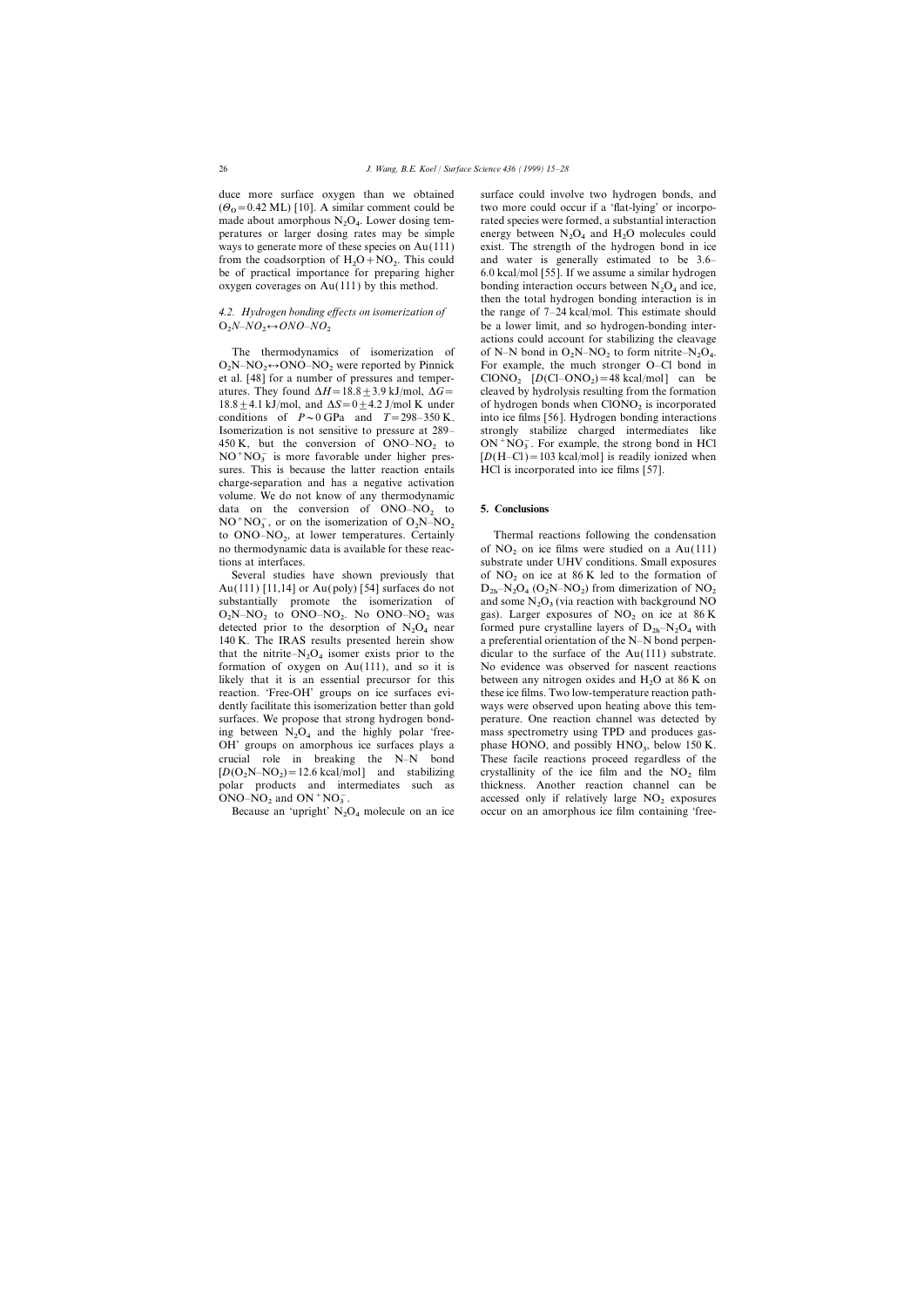duce more surface oxygen than we obtained ($\Theta_O = 0.42$ ML) [10]. A similar comment could be made about amorphous $N_2O_4$. Lower dosing temperatures or larger dosing rates may be simple ways to generate more of these species on Au(111) from the coadsorption of $H_2O + NO_2$. This could be of practical importance for preparing higher oxygen coverages on Au(111) by this method.

### 4.2. Hydrogen bonding effects on isomerization of $O_2N–NO_2 \leftrightarrow ONO–NO_2$

The thermodynamics of isomerization of $O_2N–NO_2 \leftrightarrow ONO–NO_2$ were reported by Pinnick et al. [48] for a number of pressures and temperatures. They found $\Delta H = 18.8 \pm 3.9$ kJ/mol, $\Delta G = 18.8 \pm 4.1$ kJ/mol, and $\Delta S = 0 \pm 4.2$ J/mol K under conditions of $P \sim 0$ GPa and $T = 298–350$ K. Isomerization is not sensitive to pressure at 289–450 K, but the conversion of $ONO–NO_2$ to $NO^+NO_3^-$ is more favorable under higher pressures. This is because the latter reaction entails charge-separation and has a negative activation volume. We do not know of any thermodynamic data on the conversion of $ONO–NO_2$ to $NO^+NO_3^-$, or on the isomerization of $O_2N–NO_2$ to $ONO–NO_2$, at lower temperatures. Certainly no thermodynamic data is available for these reactions at interfaces.

Several studies have shown previously that Au(111) [11,14] or Au(poly) [54] surfaces do not substantially promote the isomerization of $O_2N–NO_2$ to $ONO–NO_2$. No $ONO–NO_2$ was detected prior to the desorption of $N_2O_4$ near 140 K. The IRAS results presented herein show that the nitrite–$N_2O_4$ isomer exists prior to the formation of oxygen on Au(111), and so it is likely that it is an essential precursor for this reaction. 'Free-OH' groups on ice surfaces evidently facilitate this isomerization better than gold surfaces. We propose that strong hydrogen bonding between $N_2O_4$ and the highly polar 'free-OH' groups on amorphous ice surfaces plays a crucial role in breaking the N–N bond [$D(O_2N–NO_2) = 12.6$ kcal/mol] and stabilizing polar products and intermediates such as $ONO–NO_2$ and $ON^+NO_3^-$.

Because an 'upright' $N_2O_4$ molecule on an ice surface could involve two hydrogen bonds, and two more could occur if a 'flat-lying' or incorporated species were formed, a substantial interaction energy between $N_2O_4$ and $H_2O$ molecules could exist. The strength of the hydrogen bond in ice and water is generally estimated to be 3.6–6.0 kcal/mol [55]. If we assume a similar hydrogen bonding interaction occurs between $N_2O_4$ and ice, then the total hydrogen bonding interaction is in the range of 7–24 kcal/mol. This estimate should be a lower limit, and so hydrogen-bonding interactions could account for stabilizing the cleavage of N–N bond in $O_2N–NO_2$ to form nitrite–$N_2O_4$. For example, the much stronger O–Cl bond in $ClONO_2$ [$D(Cl–ONO_2) = 48$ kcal/mol] can be cleaved by hydrolysis resulting from the formation of hydrogen bonds when $ClONO_2$ is incorporated into ice films [56]. Hydrogen bonding interactions strongly stabilize charged intermediates like $ON^+NO_3^-$. For example, the strong bond in HCl [$D(H–Cl) = 103$ kcal/mol] is readily ionized when HCl is incorporated into ice films [57].

## 5. Conclusions

Thermal reactions following the condensation of $NO_2$ on ice films were studied on a Au(111) substrate under UHV conditions. Small exposures of $NO_2$ on ice at 86 K led to the formation of $D_{2h}$–$N_2O_4$ ($O_2N–NO_2$) from dimerization of $NO_2$ and some $N_2O_3$ (via reaction with background NO gas). Larger exposures of $NO_2$ on ice at 86 K formed pure crystalline layers of $D_{2h}$–$N_2O_4$ with a preferential orientation of the N–N bond perpendicular to the surface of the Au(111) substrate. No evidence was observed for nascent reactions between any nitrogen oxides and $H_2O$ at 86 K on these ice films. Two low-temperature reaction pathways were observed upon heating above this temperature. One reaction channel was detected by mass spectrometry using TPD and produces gas-phase HONO, and possibly $HNO_3$, below 150 K. These facile reactions proceed regardless of the crystallinity of the ice film and the $NO_2$ film thickness. Another reaction channel can be accessed only if relatively large $NO_2$ exposures occur on an amorphous ice film containing 'free-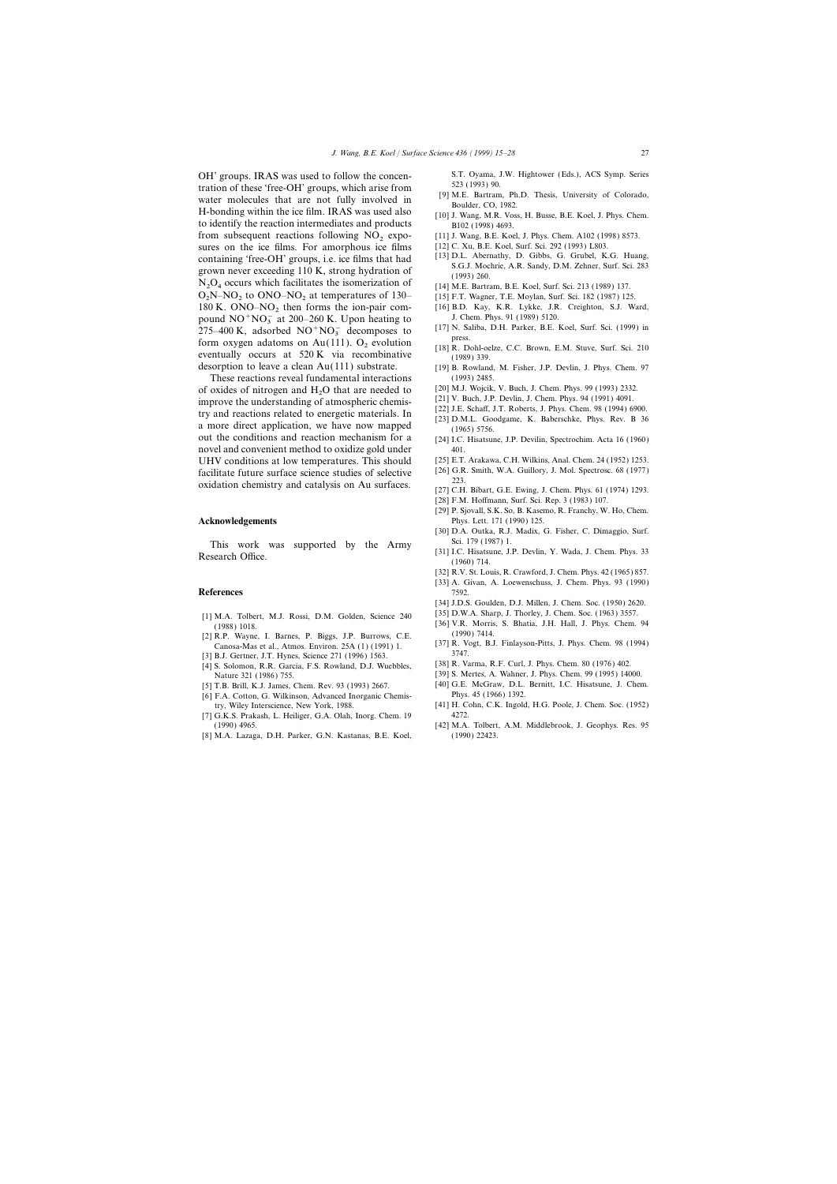OH' groups. IRAS was used to follow the concentration of these 'free-OH' groups, which arise from water molecules that are not fully involved in H-bonding within the ice film. IRAS was used also to identify the reaction intermediates and products from subsequent reactions following $NO_2$ exposures on the ice films. For amorphous ice films containing 'free-OH' groups, i.e. ice films that had grown never exceeding 110 K, strong hydration of $N_2O_4$ occurs which facilitates the isomerization of $O_2N$–$NO_2$ to ONO–$NO_2$ at temperatures of 130–180 K. ONO–$NO_2$ then forms the ion-pair compound $NO^+NO_3^-$ at 200–260 K. Upon heating to 275–400 K, adsorbed $NO^+NO_3^-$ decomposes to form oxygen adatoms on Au(111). $O_2$ evolution eventually occurs at 520 K via recombinative desorption to leave a clean Au(111) substrate.

These reactions reveal fundamental interactions of oxides of nitrogen and $H_2O$ that are needed to improve the understanding of atmospheric chemistry and reactions related to energetic materials. In a more direct application, we have now mapped out the conditions and reaction mechanism for a novel and convenient method to oxidize gold under UHV conditions at low temperatures. This should facilitate future surface science studies of selective oxidation chemistry and catalysis on Au surfaces.

## Acknowledgements

This work was supported by the Army Research Office.

## References

[1] M.A. Tolbert, M.J. Rossi, D.M. Golden, Science 240 (1988) 1018.

[2] R.P. Wayne, I. Barnes, P. Biggs, J.P. Burrows, C.E. Canosa-Mas et al., Atmos. Environ. 25A (1) (1991) 1.

[3] B.J. Gertner, J.T. Hynes, Science 271 (1996) 1563.

[4] S. Solomon, R.R. Garcia, F.S. Rowland, D.J. Wuebbles, Nature 321 (1986) 755.

[5] T.B. Brill, K.J. James, Chem. Rev. 93 (1993) 2667.

[6] F.A. Cotton, G. Wilkinson, Advanced Inorganic Chemistry, Wiley Interscience, New York, 1988.

[7] G.K.S. Prakash, L. Heiliger, G.A. Olah, Inorg. Chem. 19 (1990) 4965.

[8] M.A. Lazaga, D.H. Parker, G.N. Kastanas, B.E. Koel, S.T. Oyama, J.W. Hightower (Eds.), ACS Symp. Series 523 (1993) 90.

[9] M.E. Bartram, Ph.D. Thesis, University of Colorado, Boulder, CO, 1982.

[10] J. Wang, M.R. Voss, H. Busse, B.E. Koel, J. Phys. Chem. B102 (1998) 4693.

[11] J. Wang, B.E. Koel, J. Phys. Chem. A102 (1998) 8573.

[12] C. Xu, B.E. Koel, Surf. Sci. 292 (1993) L803.

[13] D.L. Abernathy, D. Gibbs, G. Grubel, K.G. Huang, S.G.J. Mochrie, A.R. Sandy, D.M. Zehner, Surf. Sci. 283 (1993) 260.

[14] M.E. Bartram, B.E. Koel, Surf. Sci. 213 (1989) 137.

[15] F.T. Wagner, T.E. Moylan, Surf. Sci. 182 (1987) 125.

[16] B.D. Kay, K.R. Lykke, J.R. Creighton, S.J. Ward, J. Chem. Phys. 91 (1989) 5120.

[17] N. Saliba, D.H. Parker, B.E. Koel, Surf. Sci. (1999) in press.

[18] R. Dohl-oelze, C.C. Brown, E.M. Stuve, Surf. Sci. 210 (1989) 339.

[19] B. Rowland, M. Fisher, J.P. Devlin, J. Phys. Chem. 97 (1993) 2485.

[20] M.J. Wojcik, V. Buch, J. Chem. Phys. 99 (1993) 2332.

[21] V. Buch, J.P. Devlin, J. Chem. Phys. 94 (1991) 4091.

[22] J.E. Schaff, J.T. Roberts, J. Phys. Chem. 98 (1994) 6900.

[23] D.M.L. Goodgame, K. Baberschke, Phys. Rev. B 36 (1965) 5756.

[24] I.C. Hisatsune, J.P. Devilin, Spectrochim. Acta 16 (1960) 401.

[25] E.T. Arakawa, C.H. Wilkins, Anal. Chem. 24 (1952) 1253.

[26] G.R. Smith, W.A. Guillory, J. Mol. Spectrosc. 68 (1977) 223.

[27] C.H. Bibart, G.E. Ewing, J. Chem. Phys. 61 (1974) 1293.

[28] F.M. Hoffmann, Surf. Sci. Rep. 3 (1983) 107.

[29] P. Sjovall, S.K. So, B. Kasemo, R. Franchy, W. Ho, Chem. Phys. Lett. 171 (1990) 125.

[30] D.A. Outka, R.J. Madix, G. Fisher, C. Dimaggio, Surf. Sci. 179 (1987) 1.

[31] I.C. Hisatsune, J.P. Devlin, Y. Wada, J. Chem. Phys. 33 (1960) 714.

[32] R.V. St. Louis, R. Crawford, J. Chem. Phys. 42 (1965) 857.

[33] A. Givan, A. Loewenschuss, J. Chem. Phys. 93 (1990) 7592.

[34] J.D.S. Goulden, D.J. Millen, J. Chem. Soc. (1950) 2620.

[35] D.W.A. Sharp, J. Thorley, J. Chem. Soc. (1963) 3557.

[36] V.R. Morris, S. Bhatia, J.H. Hall, J. Phys. Chem. 94 (1990) 7414.

[37] R. Vogt, B.J. Finlayson-Pitts, J. Phys. Chem. 98 (1994) 3747.

[38] R. Varma, R.F. Curl, J. Phys. Chem. 80 (1976) 402.

[39] S. Mertes, A. Wahner, J. Phys. Chem. 99 (1995) 14000.

[40] G.E. McGraw, D.L. Bernitt, I.C. Hisatsune, J. Chem. Phys. 45 (1966) 1392.

[41] H. Cohn, C.K. Ingold, H.G. Poole, J. Chem. Soc. (1952) 4272.

[42] M.A. Tolbert, A.M. Middlebrook, J. Geophys. Res. 95 (1990) 22423.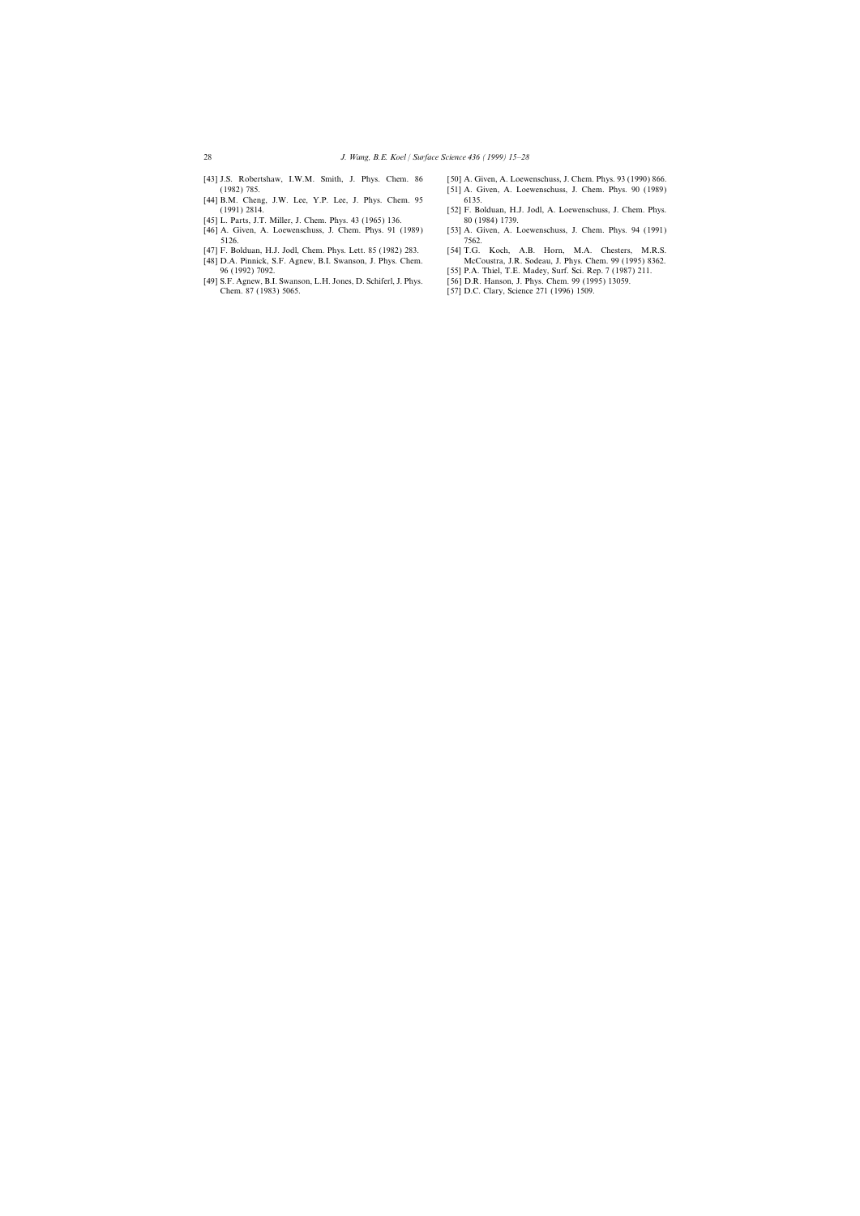[43] J.S. Robertshaw, I.W.M. Smith, J. Phys. Chem. 86 (1982) 785.

[44] B.M. Cheng, J.W. Lee, Y.P. Lee, J. Phys. Chem. 95 (1991) 2814.

[45] L. Parts, J.T. Miller, J. Chem. Phys. 43 (1965) 136.

[46] A. Given, A. Loewenschuss, J. Chem. Phys. 91 (1989) 5126.

[47] F. Bolduan, H.J. Jodl, Chem. Phys. Lett. 85 (1982) 283.

[48] D.A. Pinnick, S.F. Agnew, B.I. Swanson, J. Phys. Chem. 96 (1992) 7092.

[49] S.F. Agnew, B.I. Swanson, L.H. Jones, D. Schiferl, J. Phys. Chem. 87 (1983) 5065.

[50] A. Given, A. Loewenschuss, J. Chem. Phys. 93 (1990) 866.

[51] A. Given, A. Loewenschuss, J. Chem. Phys. 90 (1989) 6135.

[52] F. Bolduan, H.J. Jodl, A. Loewenschuss, J. Chem. Phys. 80 (1984) 1739.

[53] A. Given, A. Loewenschuss, J. Chem. Phys. 94 (1991) 7562.

[54] T.G. Koch, A.B. Horn, M.A. Chesters, M.R.S. McCoustra, J.R. Sodeau, J. Phys. Chem. 99 (1995) 8362.

[55] P.A. Thiel, T.E. Madey, Surf. Sci. Rep. 7 (1987) 211.

[56] D.R. Hanson, J. Phys. Chem. 99 (1995) 13059.

[57] D.C. Clary, Science 271 (1996) 1509.